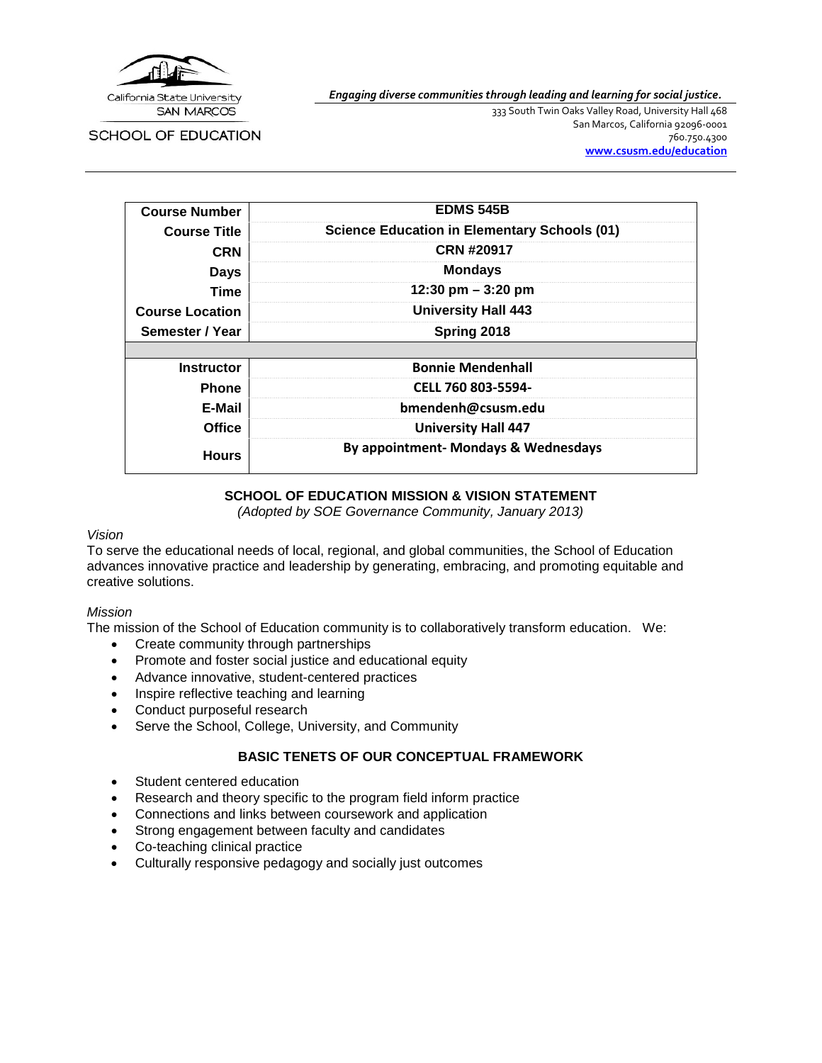California State University
SAN MARCOS

SCHOOL OF EDUCATION

***Engaging diverse communities through leading and learning for social justice.***

333 South Twin Oaks Valley Road, University Hall 468
San Marcos, California 92096-0001
760.750.4300
**www.csusm.edu/education**

| | |
|---|---|
| **Course Number** | **EDMS 545B** |
| **Course Title** | **Science Education in Elementary Schools (01)** |
| **CRN** | **CRN #20917** |
| **Days** | **Mondays** |
| **Time** | **12:30 pm – 3:20 pm** |
| **Course Location** | **University Hall 443** |
| **Semester / Year** | **Spring 2018** |
| | |
| **Instructor** | **Bonnie Mendenhall** |
| **Phone** | **CELL 760 803-5594-** |
| **E-Mail** | **bmendenh@csusm.edu** |
| **Office** | **University Hall 447** |
| **Hours** | **By appointment- Mondays & Wednesdays** |

## SCHOOL OF EDUCATION MISSION & VISION STATEMENT

*(Adopted by SOE Governance Community, January 2013)*

*Vision*

To serve the educational needs of local, regional, and global communities, the School of Education advances innovative practice and leadership by generating, embracing, and promoting equitable and creative solutions.

*Mission*

The mission of the School of Education community is to collaboratively transform education. We:

- Create community through partnerships
- Promote and foster social justice and educational equity
- Advance innovative, student-centered practices
- Inspire reflective teaching and learning
- Conduct purposeful research
- Serve the School, College, University, and Community

## BASIC TENETS OF OUR CONCEPTUAL FRAMEWORK

- Student centered education
- Research and theory specific to the program field inform practice
- Connections and links between coursework and application
- Strong engagement between faculty and candidates
- Co-teaching clinical practice
- Culturally responsive pedagogy and socially just outcomes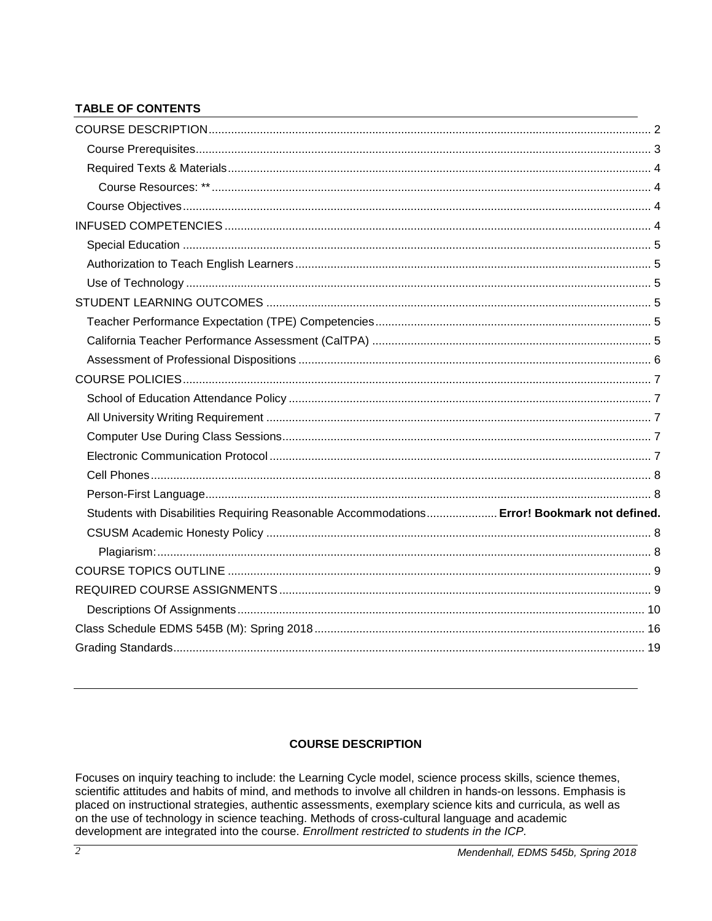**TABLE OF CONTENTS**

COURSE DESCRIPTION ........ 2
- Course Prerequisites ........ 3
- Required Texts & Materials ........ 4
  - Course Resources: ** ........ 4
- Course Objectives ........ 4

INFUSED COMPETENCIES ........ 4
- Special Education ........ 5
- Authorization to Teach English Learners ........ 5
- Use of Technology ........ 5

STUDENT LEARNING OUTCOMES ........ 5
- Teacher Performance Expectation (TPE) Competencies ........ 5
- California Teacher Performance Assessment (CalTPA) ........ 5
- Assessment of Professional Dispositions ........ 6

COURSE POLICIES ........ 7
- School of Education Attendance Policy ........ 7
- All University Writing Requirement ........ 7
- Computer Use During Class Sessions ........ 7
- Electronic Communication Protocol ........ 7
- Cell Phones ........ 8
- Person-First Language ........ 8
- Students with Disabilities Requiring Reasonable Accommodations ........ **Error! Bookmark not defined.**
- CSUSM Academic Honesty Policy ........ 8
  - Plagiarism: ........ 8

COURSE TOPICS OUTLINE ........ 9

REQUIRED COURSE ASSIGNMENTS ........ 9
- Descriptions Of Assignments ........ 10

Class Schedule EDMS 545B (M): Spring 2018 ........ 16

Grading Standards ........ 19

## COURSE DESCRIPTION

Focuses on inquiry teaching to include: the Learning Cycle model, science process skills, science themes, scientific attitudes and habits of mind, and methods to involve all children in hands-on lessons. Emphasis is placed on instructional strategies, authentic assessments, exemplary science kits and curricula, as well as on the use of technology in science teaching. Methods of cross-cultural language and academic development are integrated into the course. *Enrollment restricted to students in the ICP.*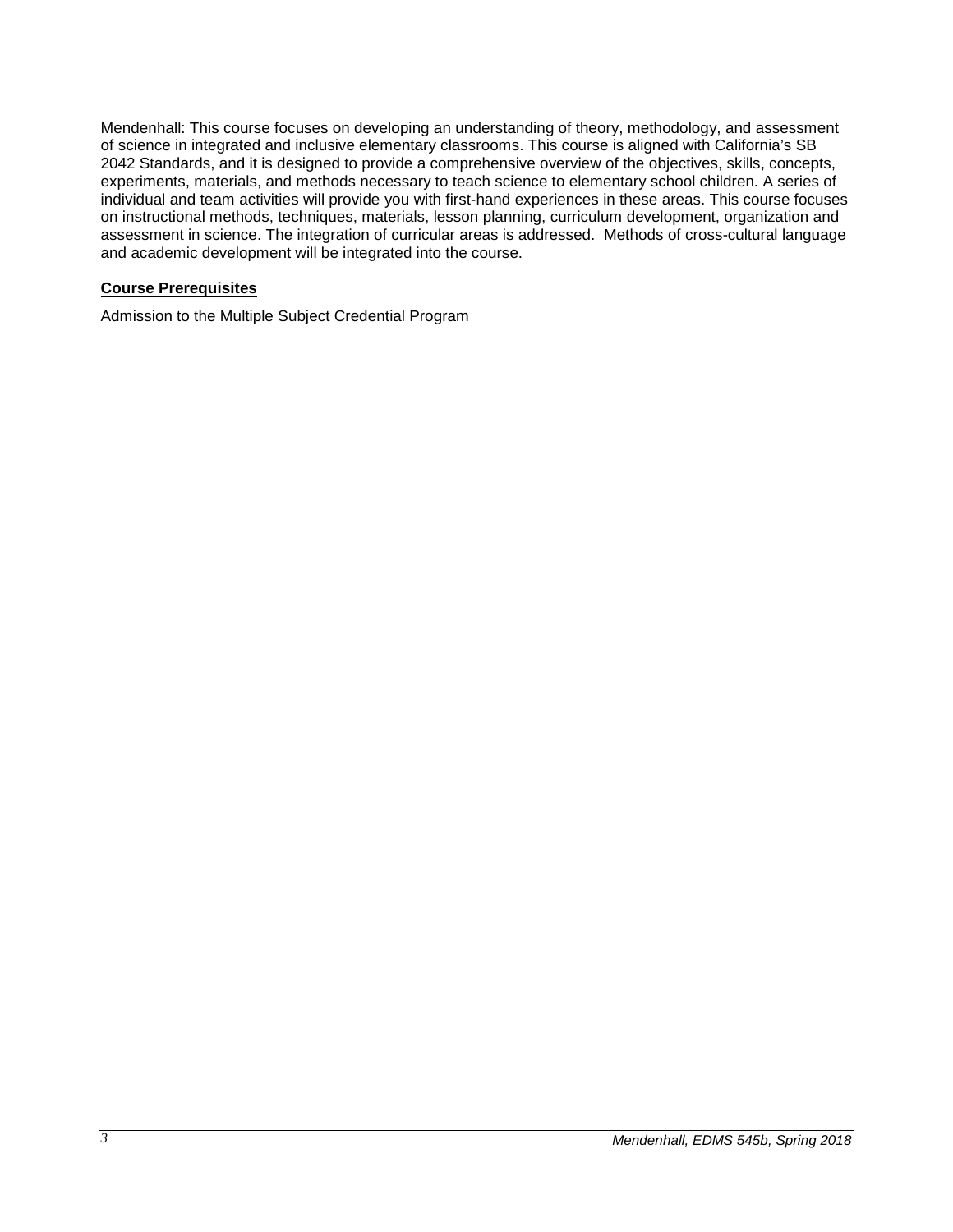Mendenhall: This course focuses on developing an understanding of theory, methodology, and assessment of science in integrated and inclusive elementary classrooms. This course is aligned with California's SB 2042 Standards, and it is designed to provide a comprehensive overview of the objectives, skills, concepts, experiments, materials, and methods necessary to teach science to elementary school children. A series of individual and team activities will provide you with first-hand experiences in these areas. This course focuses on instructional methods, techniques, materials, lesson planning, curriculum development, organization and assessment in science. The integration of curricular areas is addressed. Methods of cross-cultural language and academic development will be integrated into the course.

**Course Prerequisites**

Admission to the Multiple Subject Credential Program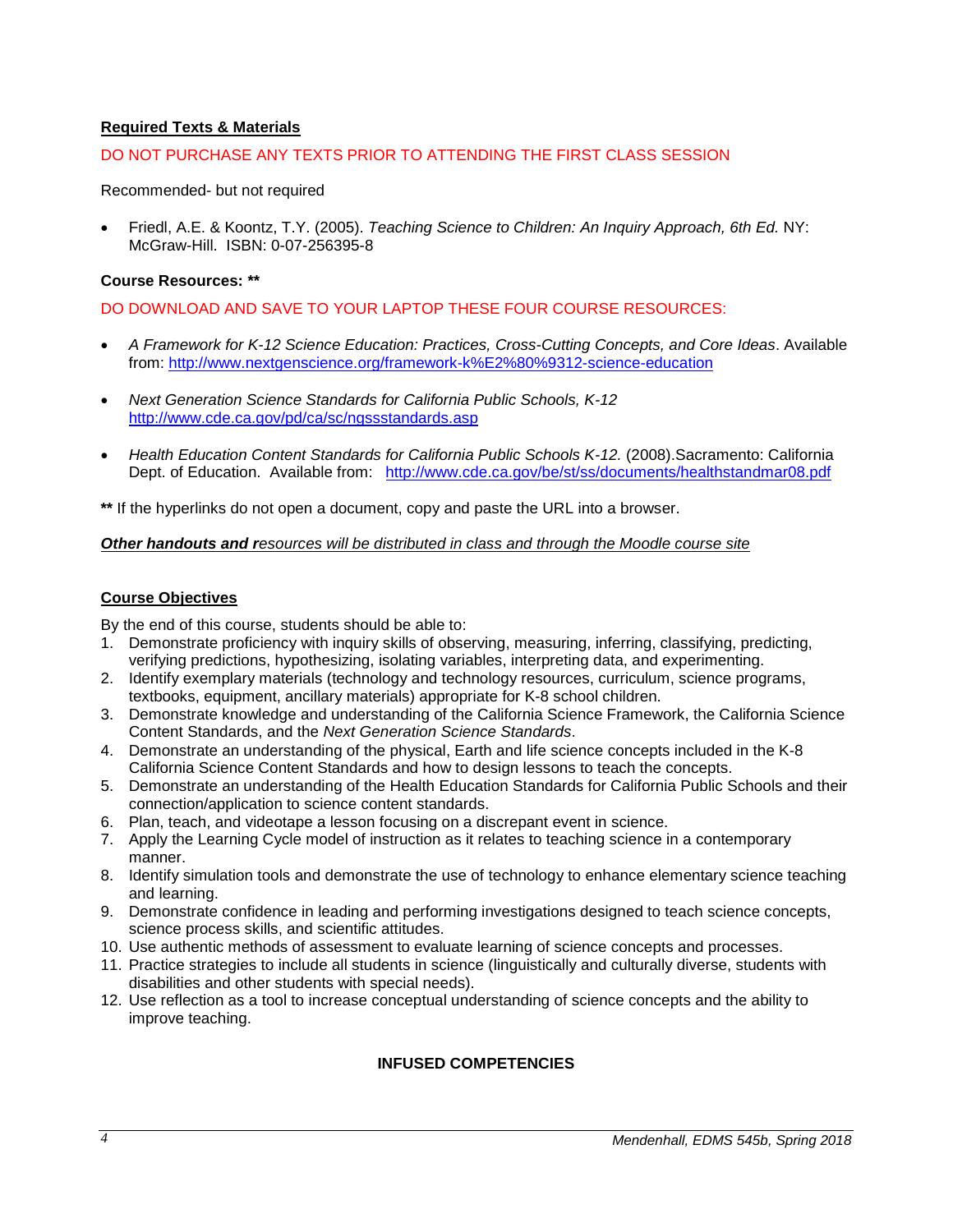**Required Texts & Materials**

DO NOT PURCHASE ANY TEXTS PRIOR TO ATTENDING THE FIRST CLASS SESSION

Recommended- but not required

- Friedl, A.E. & Koontz, T.Y. (2005). *Teaching Science to Children: An Inquiry Approach, 6th Ed.* NY: McGraw-Hill. ISBN: 0-07-256395-8

**Course Resources: \*\***

DO DOWNLOAD AND SAVE TO YOUR LAPTOP THESE FOUR COURSE RESOURCES:

- *A Framework for K-12 Science Education: Practices, Cross-Cutting Concepts, and Core Ideas*. Available from: http://www.nextgenscience.org/framework-k%E2%80%9312-science-education

- *Next Generation Science Standards for California Public Schools, K-12* http://www.cde.ca.gov/pd/ca/sc/ngssstandards.asp

- *Health Education Content Standards for California Public Schools K-12.* (2008).Sacramento: California Dept. of Education. Available from: http://www.cde.ca.gov/be/st/ss/documents/healthstandmar08.pdf

**\*\*** If the hyperlinks do not open a document, copy and paste the URL into a browser.

***Other handouts and r**esources will be distributed in class and through the Moodle course site*

**Course Objectives**

By the end of this course, students should be able to:

1. Demonstrate proficiency with inquiry skills of observing, measuring, inferring, classifying, predicting, verifying predictions, hypothesizing, isolating variables, interpreting data, and experimenting.
2. Identify exemplary materials (technology and technology resources, curriculum, science programs, textbooks, equipment, ancillary materials) appropriate for K-8 school children.
3. Demonstrate knowledge and understanding of the California Science Framework, the California Science Content Standards, and the *Next Generation Science Standards*.
4. Demonstrate an understanding of the physical, Earth and life science concepts included in the K-8 California Science Content Standards and how to design lessons to teach the concepts.
5. Demonstrate an understanding of the Health Education Standards for California Public Schools and their connection/application to science content standards.
6. Plan, teach, and videotape a lesson focusing on a discrepant event in science.
7. Apply the Learning Cycle model of instruction as it relates to teaching science in a contemporary manner.
8. Identify simulation tools and demonstrate the use of technology to enhance elementary science teaching and learning.
9. Demonstrate confidence in leading and performing investigations designed to teach science concepts, science process skills, and scientific attitudes.
10. Use authentic methods of assessment to evaluate learning of science concepts and processes.
11. Practice strategies to include all students in science (linguistically and culturally diverse, students with disabilities and other students with special needs).
12. Use reflection as a tool to increase conceptual understanding of science concepts and the ability to improve teaching.

**INFUSED COMPETENCIES**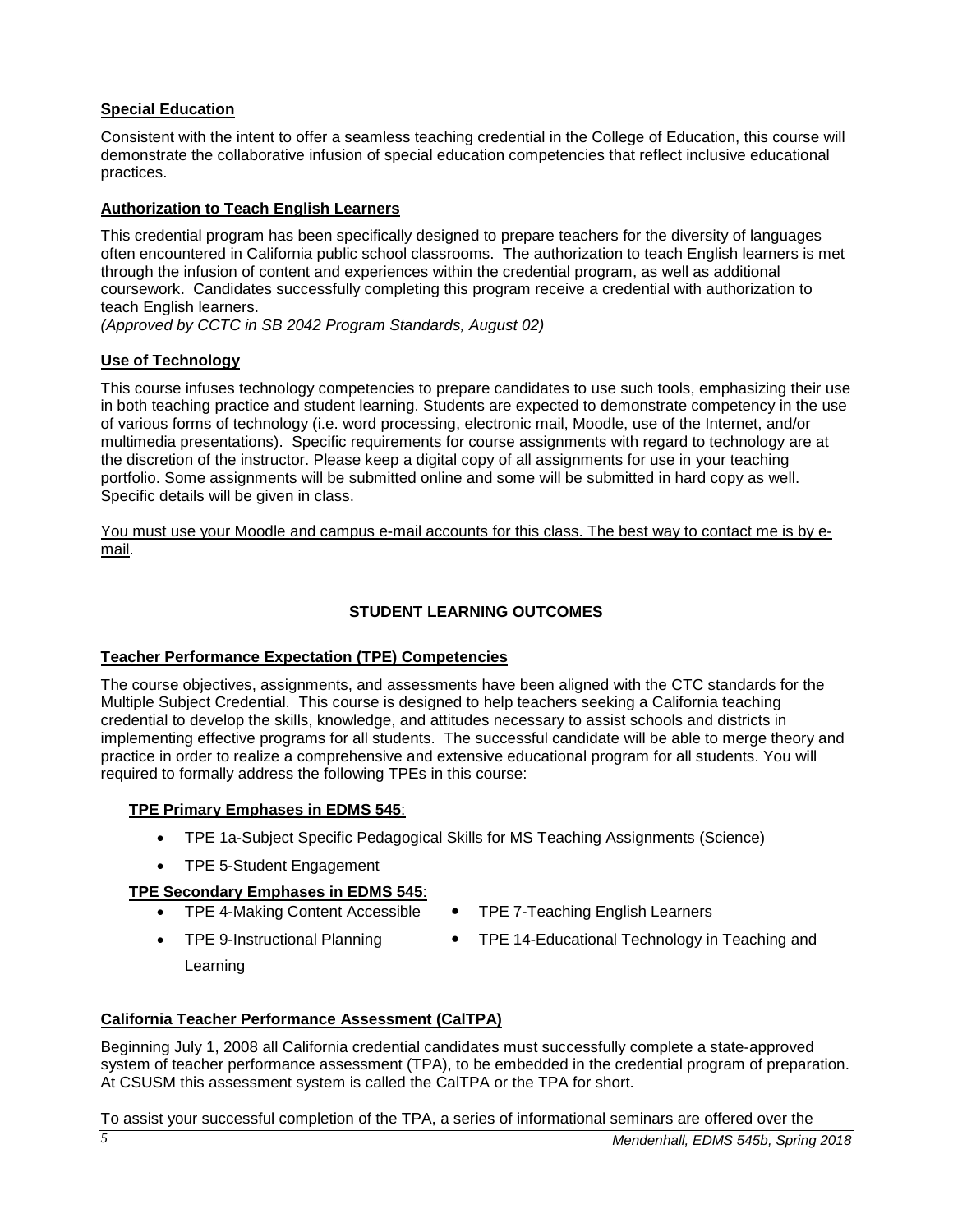**Special Education**

Consistent with the intent to offer a seamless teaching credential in the College of Education, this course will demonstrate the collaborative infusion of special education competencies that reflect inclusive educational practices.

**Authorization to Teach English Learners**

This credential program has been specifically designed to prepare teachers for the diversity of languages often encountered in California public school classrooms. The authorization to teach English learners is met through the infusion of content and experiences within the credential program, as well as additional coursework. Candidates successfully completing this program receive a credential with authorization to teach English learners.
*(Approved by CCTC in SB 2042 Program Standards, August 02)*

**Use of Technology**

This course infuses technology competencies to prepare candidates to use such tools, emphasizing their use in both teaching practice and student learning. Students are expected to demonstrate competency in the use of various forms of technology (i.e. word processing, electronic mail, Moodle, use of the Internet, and/or multimedia presentations). Specific requirements for course assignments with regard to technology are at the discretion of the instructor. Please keep a digital copy of all assignments for use in your teaching portfolio. Some assignments will be submitted online and some will be submitted in hard copy as well. Specific details will be given in class.

You must use your Moodle and campus e-mail accounts for this class. The best way to contact me is by e-mail.

## STUDENT LEARNING OUTCOMES

**Teacher Performance Expectation (TPE) Competencies**

The course objectives, assignments, and assessments have been aligned with the CTC standards for the Multiple Subject Credential. This course is designed to help teachers seeking a California teaching credential to develop the skills, knowledge, and attitudes necessary to assist schools and districts in implementing effective programs for all students. The successful candidate will be able to merge theory and practice in order to realize a comprehensive and extensive educational program for all students. You will required to formally address the following TPEs in this course:

**TPE Primary Emphases in EDMS 545**:

- TPE 1a-Subject Specific Pedagogical Skills for MS Teaching Assignments (Science)
- TPE 5-Student Engagement

**TPE Secondary Emphases in EDMS 545**:

- TPE 4-Making Content Accessible
- TPE 7-Teaching English Learners
- TPE 9-Instructional Planning
- TPE 14-Educational Technology in Teaching and Learning

**California Teacher Performance Assessment (CalTPA)**

Beginning July 1, 2008 all California credential candidates must successfully complete a state-approved system of teacher performance assessment (TPA), to be embedded in the credential program of preparation. At CSUSM this assessment system is called the CalTPA or the TPA for short.

To assist your successful completion of the TPA, a series of informational seminars are offered over the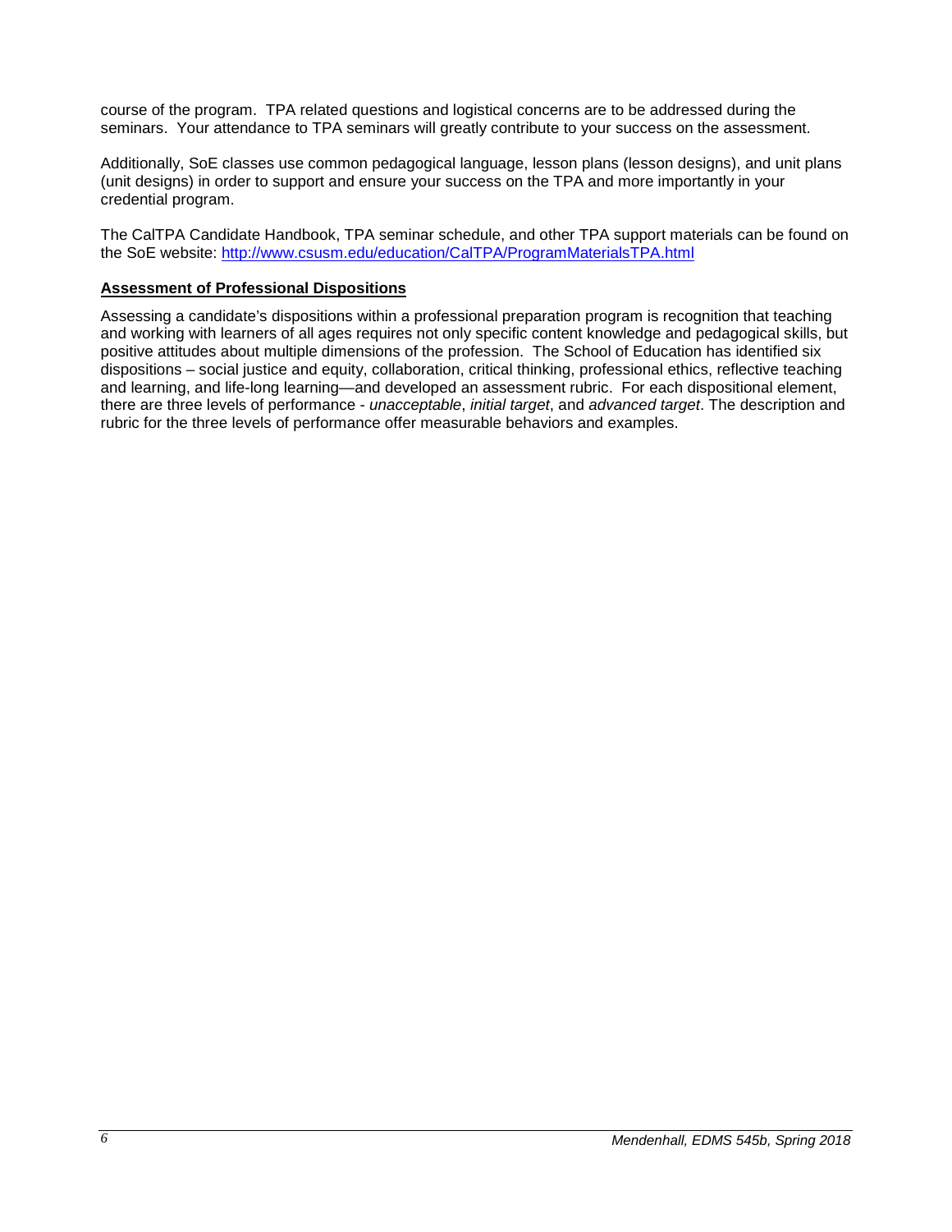course of the program. TPA related questions and logistical concerns are to be addressed during the seminars. Your attendance to TPA seminars will greatly contribute to your success on the assessment.

Additionally, SoE classes use common pedagogical language, lesson plans (lesson designs), and unit plans (unit designs) in order to support and ensure your success on the TPA and more importantly in your credential program.

The CalTPA Candidate Handbook, TPA seminar schedule, and other TPA support materials can be found on the SoE website: [http://www.csusm.edu/education/CalTPA/ProgramMaterialsTPA.html](http://www.csusm.edu/education/CalTPA/ProgramMaterialsTPA.html)

### Assessment of Professional Dispositions

Assessing a candidate's dispositions within a professional preparation program is recognition that teaching and working with learners of all ages requires not only specific content knowledge and pedagogical skills, but positive attitudes about multiple dimensions of the profession. The School of Education has identified six dispositions – social justice and equity, collaboration, critical thinking, professional ethics, reflective teaching and learning, and life-long learning—and developed an assessment rubric. For each dispositional element, there are three levels of performance - *unacceptable*, *initial target*, and *advanced target*. The description and rubric for the three levels of performance offer measurable behaviors and examples.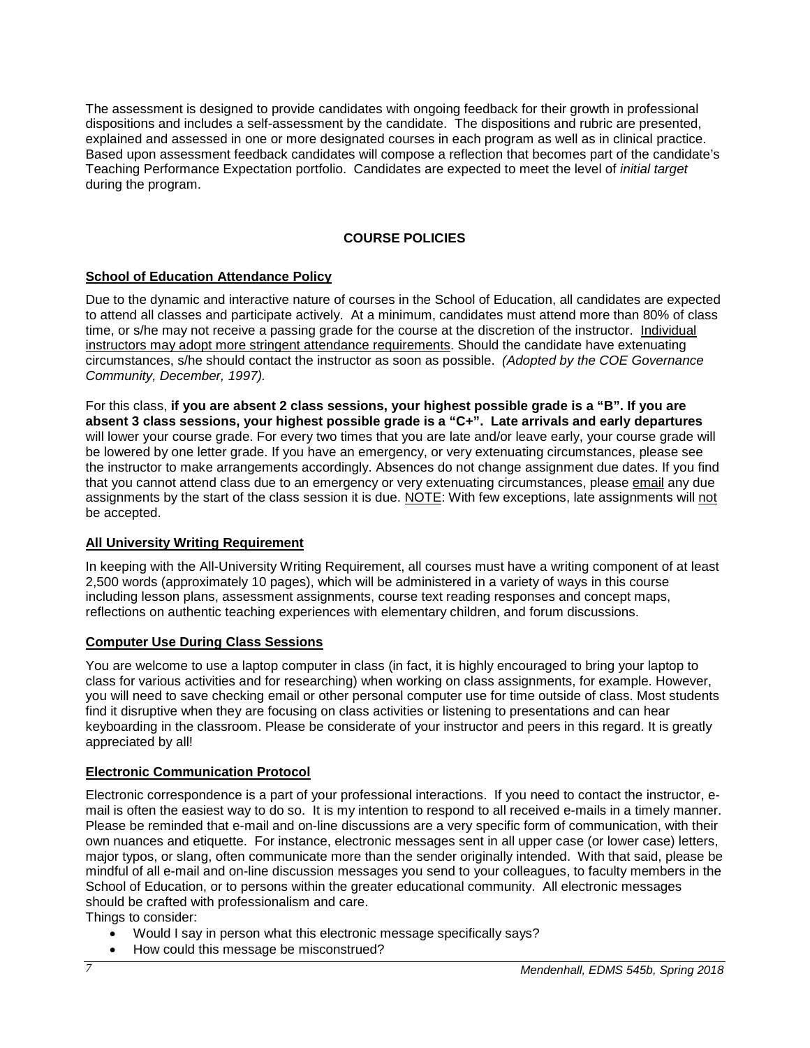The assessment is designed to provide candidates with ongoing feedback for their growth in professional dispositions and includes a self-assessment by the candidate. The dispositions and rubric are presented, explained and assessed in one or more designated courses in each program as well as in clinical practice. Based upon assessment feedback candidates will compose a reflection that becomes part of the candidate's Teaching Performance Expectation portfolio. Candidates are expected to meet the level of *initial target* during the program.

## COURSE POLICIES

### School of Education Attendance Policy

Due to the dynamic and interactive nature of courses in the School of Education, all candidates are expected to attend all classes and participate actively. At a minimum, candidates must attend more than 80% of class time, or s/he may not receive a passing grade for the course at the discretion of the instructor. Individual instructors may adopt more stringent attendance requirements. Should the candidate have extenuating circumstances, s/he should contact the instructor as soon as possible. *(Adopted by the COE Governance Community, December, 1997).*

For this class, **if you are absent 2 class sessions, your highest possible grade is a "B". If you are absent 3 class sessions, your highest possible grade is a "C+". Late arrivals and early departures** will lower your course grade. For every two times that you are late and/or leave early, your course grade will be lowered by one letter grade. If you have an emergency, or very extenuating circumstances, please see the instructor to make arrangements accordingly. Absences do not change assignment due dates. If you find that you cannot attend class due to an emergency or very extenuating circumstances, please email any due assignments by the start of the class session it is due. NOTE: With few exceptions, late assignments will not be accepted.

### All University Writing Requirement

In keeping with the All-University Writing Requirement, all courses must have a writing component of at least 2,500 words (approximately 10 pages), which will be administered in a variety of ways in this course including lesson plans, assessment assignments, course text reading responses and concept maps, reflections on authentic teaching experiences with elementary children, and forum discussions.

### Computer Use During Class Sessions

You are welcome to use a laptop computer in class (in fact, it is highly encouraged to bring your laptop to class for various activities and for researching) when working on class assignments, for example. However, you will need to save checking email or other personal computer use for time outside of class. Most students find it disruptive when they are focusing on class activities or listening to presentations and can hear keyboarding in the classroom. Please be considerate of your instructor and peers in this regard. It is greatly appreciated by all!

### Electronic Communication Protocol

Electronic correspondence is a part of your professional interactions. If you need to contact the instructor, e-mail is often the easiest way to do so. It is my intention to respond to all received e-mails in a timely manner. Please be reminded that e-mail and on-line discussions are a very specific form of communication, with their own nuances and etiquette. For instance, electronic messages sent in all upper case (or lower case) letters, major typos, or slang, often communicate more than the sender originally intended. With that said, please be mindful of all e-mail and on-line discussion messages you send to your colleagues, to faculty members in the School of Education, or to persons within the greater educational community. All electronic messages should be crafted with professionalism and care.

Things to consider:

- Would I say in person what this electronic message specifically says?
- How could this message be misconstrued?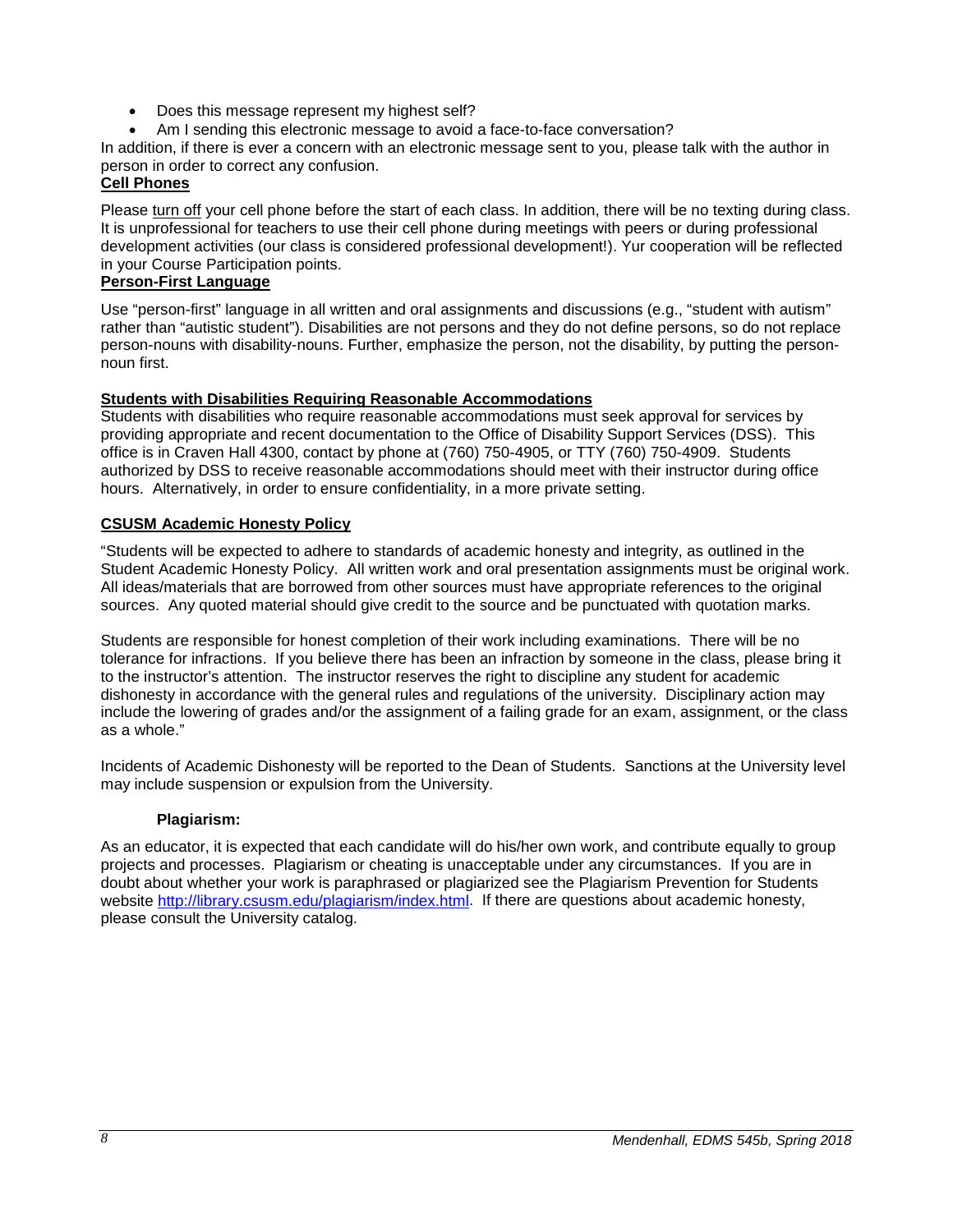- Does this message represent my highest self?
- Am I sending this electronic message to avoid a face-to-face conversation?

In addition, if there is ever a concern with an electronic message sent to you, please talk with the author in person in order to correct any confusion.

## Cell Phones

Please turn off your cell phone before the start of each class. In addition, there will be no texting during class. It is unprofessional for teachers to use their cell phone during meetings with peers or during professional development activities (our class is considered professional development!). Yur cooperation will be reflected in your Course Participation points.

## Person-First Language

Use "person-first" language in all written and oral assignments and discussions (e.g., "student with autism" rather than "autistic student"). Disabilities are not persons and they do not define persons, so do not replace person-nouns with disability-nouns. Further, emphasize the person, not the disability, by putting the person-noun first.

## Students with Disabilities Requiring Reasonable Accommodations

Students with disabilities who require reasonable accommodations must seek approval for services by providing appropriate and recent documentation to the Office of Disability Support Services (DSS). This office is in Craven Hall 4300, contact by phone at (760) 750-4905, or TTY (760) 750-4909. Students authorized by DSS to receive reasonable accommodations should meet with their instructor during office hours. Alternatively, in order to ensure confidentiality, in a more private setting.

## CSUSM Academic Honesty Policy

"Students will be expected to adhere to standards of academic honesty and integrity, as outlined in the Student Academic Honesty Policy. All written work and oral presentation assignments must be original work. All ideas/materials that are borrowed from other sources must have appropriate references to the original sources. Any quoted material should give credit to the source and be punctuated with quotation marks.

Students are responsible for honest completion of their work including examinations. There will be no tolerance for infractions. If you believe there has been an infraction by someone in the class, please bring it to the instructor's attention. The instructor reserves the right to discipline any student for academic dishonesty in accordance with the general rules and regulations of the university. Disciplinary action may include the lowering of grades and/or the assignment of a failing grade for an exam, assignment, or the class as a whole."

Incidents of Academic Dishonesty will be reported to the Dean of Students. Sanctions at the University level may include suspension or expulsion from the University.

### Plagiarism:

As an educator, it is expected that each candidate will do his/her own work, and contribute equally to group projects and processes. Plagiarism or cheating is unacceptable under any circumstances. If you are in doubt about whether your work is paraphrased or plagiarized see the Plagiarism Prevention for Students website http://library.csusm.edu/plagiarism/index.html. If there are questions about academic honesty, please consult the University catalog.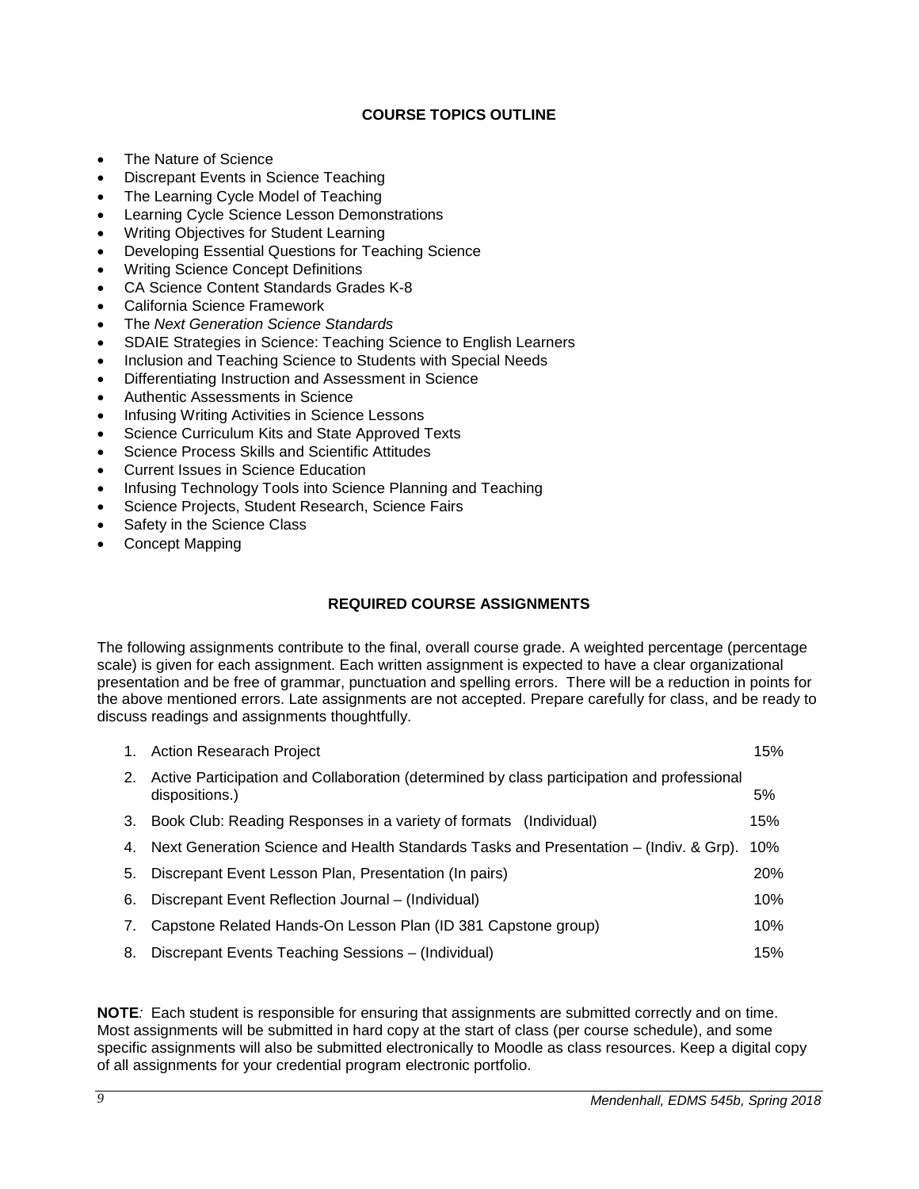## COURSE TOPICS OUTLINE

- The Nature of Science
- Discrepant Events in Science Teaching
- The Learning Cycle Model of Teaching
- Learning Cycle Science Lesson Demonstrations
- Writing Objectives for Student Learning
- Developing Essential Questions for Teaching Science
- Writing Science Concept Definitions
- CA Science Content Standards Grades K-8
- California Science Framework
- The *Next Generation Science Standards*
- SDAIE Strategies in Science: Teaching Science to English Learners
- Inclusion and Teaching Science to Students with Special Needs
- Differentiating Instruction and Assessment in Science
- Authentic Assessments in Science
- Infusing Writing Activities in Science Lessons
- Science Curriculum Kits and State Approved Texts
- Science Process Skills and Scientific Attitudes
- Current Issues in Science Education
- Infusing Technology Tools into Science Planning and Teaching
- Science Projects, Student Research, Science Fairs
- Safety in the Science Class
- Concept Mapping

## REQUIRED COURSE ASSIGNMENTS

The following assignments contribute to the final, overall course grade. A weighted percentage (percentage scale) is given for each assignment. Each written assignment is expected to have a clear organizational presentation and be free of grammar, punctuation and spelling errors. There will be a reduction in points for the above mentioned errors. Late assignments are not accepted. Prepare carefully for class, and be ready to discuss readings and assignments thoughtfully.

| | Assignment | Weight |
|---|---|---|
| 1. | Action Researach Project | 15% |
| 2. | Active Participation and Collaboration (determined by class participation and professional dispositions.) | 5% |
| 3. | Book Club: Reading Responses in a variety of formats (Individual) | 15% |
| 4. | Next Generation Science and Health Standards Tasks and Presentation – (Indiv. & Grp). | 10% |
| 5. | Discrepant Event Lesson Plan, Presentation (In pairs) | 20% |
| 6. | Discrepant Event Reflection Journal – (Individual) | 10% |
| 7. | Capstone Related Hands-On Lesson Plan (ID 381 Capstone group) | 10% |
| 8. | Discrepant Events Teaching Sessions – (Individual) | 15% |

**NOTE***:* Each student is responsible for ensuring that assignments are submitted correctly and on time. Most assignments will be submitted in hard copy at the start of class (per course schedule), and some specific assignments will also be submitted electronically to Moodle as class resources. Keep a digital copy of all assignments for your credential program electronic portfolio.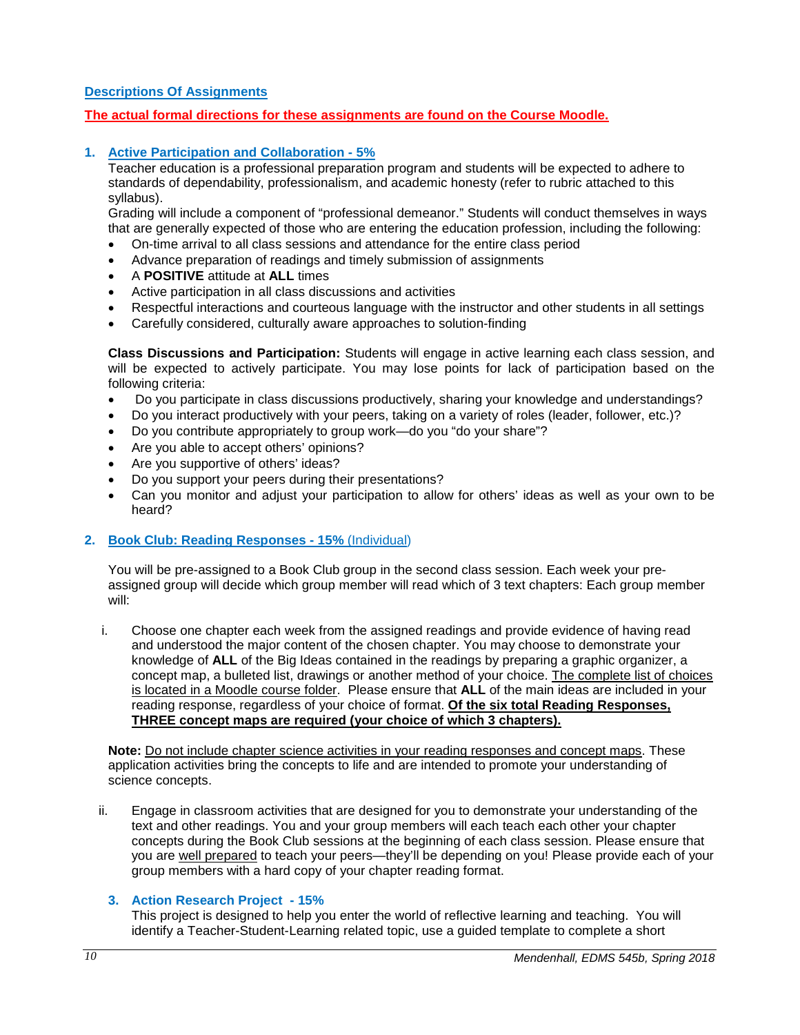## Descriptions Of Assignments

**The actual formal directions for these assignments are found on the Course Moodle.**

### 1. Active Participation and Collaboration - 5%

Teacher education is a professional preparation program and students will be expected to adhere to standards of dependability, professionalism, and academic honesty (refer to rubric attached to this syllabus).

Grading will include a component of "professional demeanor." Students will conduct themselves in ways that are generally expected of those who are entering the education profession, including the following:

- On-time arrival to all class sessions and attendance for the entire class period
- Advance preparation of readings and timely submission of assignments
- A **POSITIVE** attitude at **ALL** times
- Active participation in all class discussions and activities
- Respectful interactions and courteous language with the instructor and other students in all settings
- Carefully considered, culturally aware approaches to solution-finding

**Class Discussions and Participation:** Students will engage in active learning each class session, and will be expected to actively participate. You may lose points for lack of participation based on the following criteria:

- Do you participate in class discussions productively, sharing your knowledge and understandings?
- Do you interact productively with your peers, taking on a variety of roles (leader, follower, etc.)?
- Do you contribute appropriately to group work—do you "do your share"?
- Are you able to accept others' opinions?
- Are you supportive of others' ideas?
- Do you support your peers during their presentations?
- Can you monitor and adjust your participation to allow for others' ideas as well as your own to be heard?

### 2. Book Club: Reading Responses - 15% (Individual)

You will be pre-assigned to a Book Club group in the second class session. Each week your pre-assigned group will decide which group member will read which of 3 text chapters: Each group member will:

i. Choose one chapter each week from the assigned readings and provide evidence of having read and understood the major content of the chosen chapter. You may choose to demonstrate your knowledge of **ALL** of the Big Ideas contained in the readings by preparing a graphic organizer, a concept map, a bulleted list, drawings or another method of your choice. The complete list of choices is located in a Moodle course folder. Please ensure that **ALL** of the main ideas are included in your reading response, regardless of your choice of format. **Of the six total Reading Responses, THREE concept maps are required (your choice of which 3 chapters).**

**Note:** Do not include chapter science activities in your reading responses and concept maps. These application activities bring the concepts to life and are intended to promote your understanding of science concepts.

ii. Engage in classroom activities that are designed for you to demonstrate your understanding of the text and other readings. You and your group members will each teach each other your chapter concepts during the Book Club sessions at the beginning of each class session. Please ensure that you are well prepared to teach your peers—they'll be depending on you! Please provide each of your group members with a hard copy of your chapter reading format.

### 3. Action Research Project - 15%

This project is designed to help you enter the world of reflective learning and teaching. You will identify a Teacher-Student-Learning related topic, use a guided template to complete a short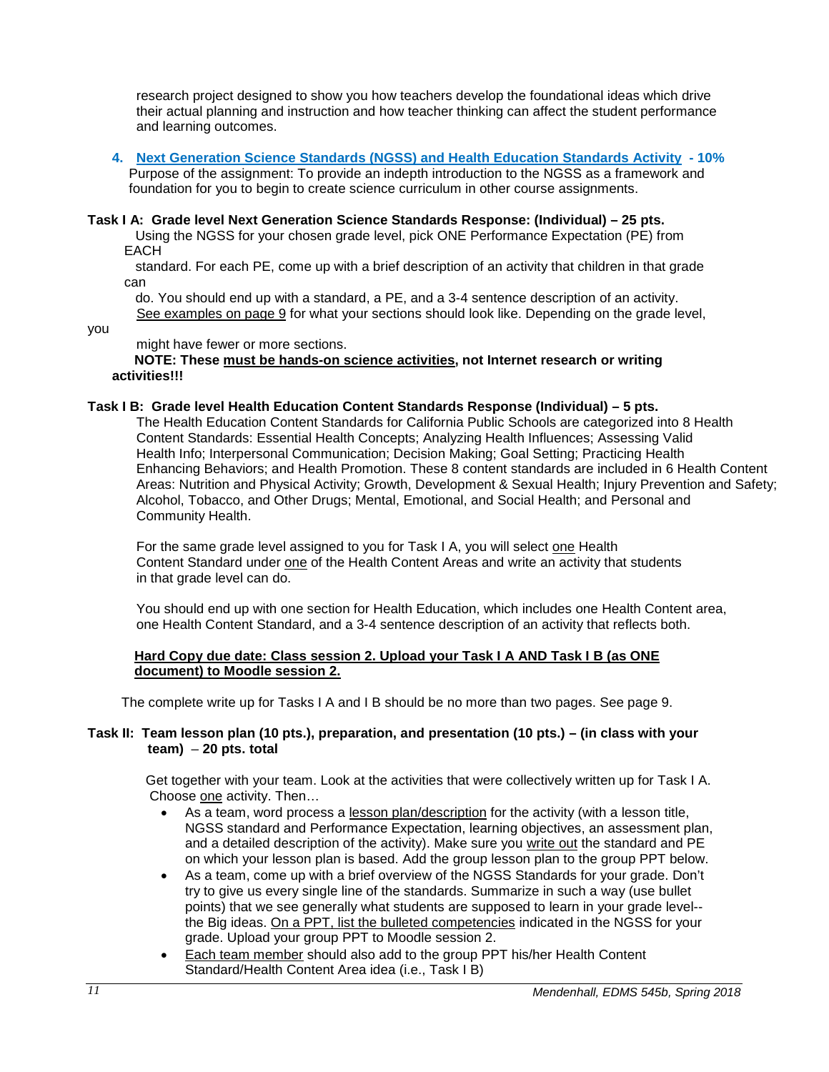research project designed to show you how teachers develop the foundational ideas which drive their actual planning and instruction and how teacher thinking can affect the student performance and learning outcomes.

4. **Next Generation Science Standards (NGSS) and Health Education Standards Activity - 10%**

Purpose of the assignment: To provide an indepth introduction to the NGSS as a framework and foundation for you to begin to create science curriculum in other course assignments.

**Task I A: Grade level Next Generation Science Standards Response: (Individual) – 25 pts.**

Using the NGSS for your chosen grade level, pick ONE Performance Expectation (PE) from EACH standard. For each PE, come up with a brief description of an activity that children in that grade can do. You should end up with a standard, a PE, and a 3-4 sentence description of an activity. See examples on page 9 for what your sections should look like. Depending on the grade level, you might have fewer or more sections.

**NOTE: These must be hands-on science activities, not Internet research or writing activities!!!**

**Task I B: Grade level Health Education Content Standards Response (Individual) – 5 pts.**

The Health Education Content Standards for California Public Schools are categorized into 8 Health Content Standards: Essential Health Concepts; Analyzing Health Influences; Assessing Valid Health Info; Interpersonal Communication; Decision Making; Goal Setting; Practicing Health Enhancing Behaviors; and Health Promotion. These 8 content standards are included in 6 Health Content Areas: Nutrition and Physical Activity; Growth, Development & Sexual Health; Injury Prevention and Safety; Alcohol, Tobacco, and Other Drugs; Mental, Emotional, and Social Health; and Personal and Community Health.

For the same grade level assigned to you for Task I A, you will select one Health Content Standard under one of the Health Content Areas and write an activity that students in that grade level can do.

You should end up with one section for Health Education, which includes one Health Content area, one Health Content Standard, and a 3-4 sentence description of an activity that reflects both.

**Hard Copy due date: Class session 2. Upload your Task I A AND Task I B (as ONE document) to Moodle session 2.**

The complete write up for Tasks I A and I B should be no more than two pages. See page 9.

**Task II: Team lesson plan (10 pts.), preparation, and presentation (10 pts.) – (in class with your team) – 20 pts. total**

Get together with your team. Look at the activities that were collectively written up for Task I A. Choose one activity. Then…

- As a team, word process a lesson plan/description for the activity (with a lesson title, NGSS standard and Performance Expectation, learning objectives, an assessment plan, and a detailed description of the activity). Make sure you write out the standard and PE on which your lesson plan is based. Add the group lesson plan to the group PPT below.
- As a team, come up with a brief overview of the NGSS Standards for your grade. Don't try to give us every single line of the standards. Summarize in such a way (use bullet points) that we see generally what students are supposed to learn in your grade level--the Big ideas. On a PPT, list the bulleted competencies indicated in the NGSS for your grade. Upload your group PPT to Moodle session 2.
- Each team member should also add to the group PPT his/her Health Content Standard/Health Content Area idea (i.e., Task I B)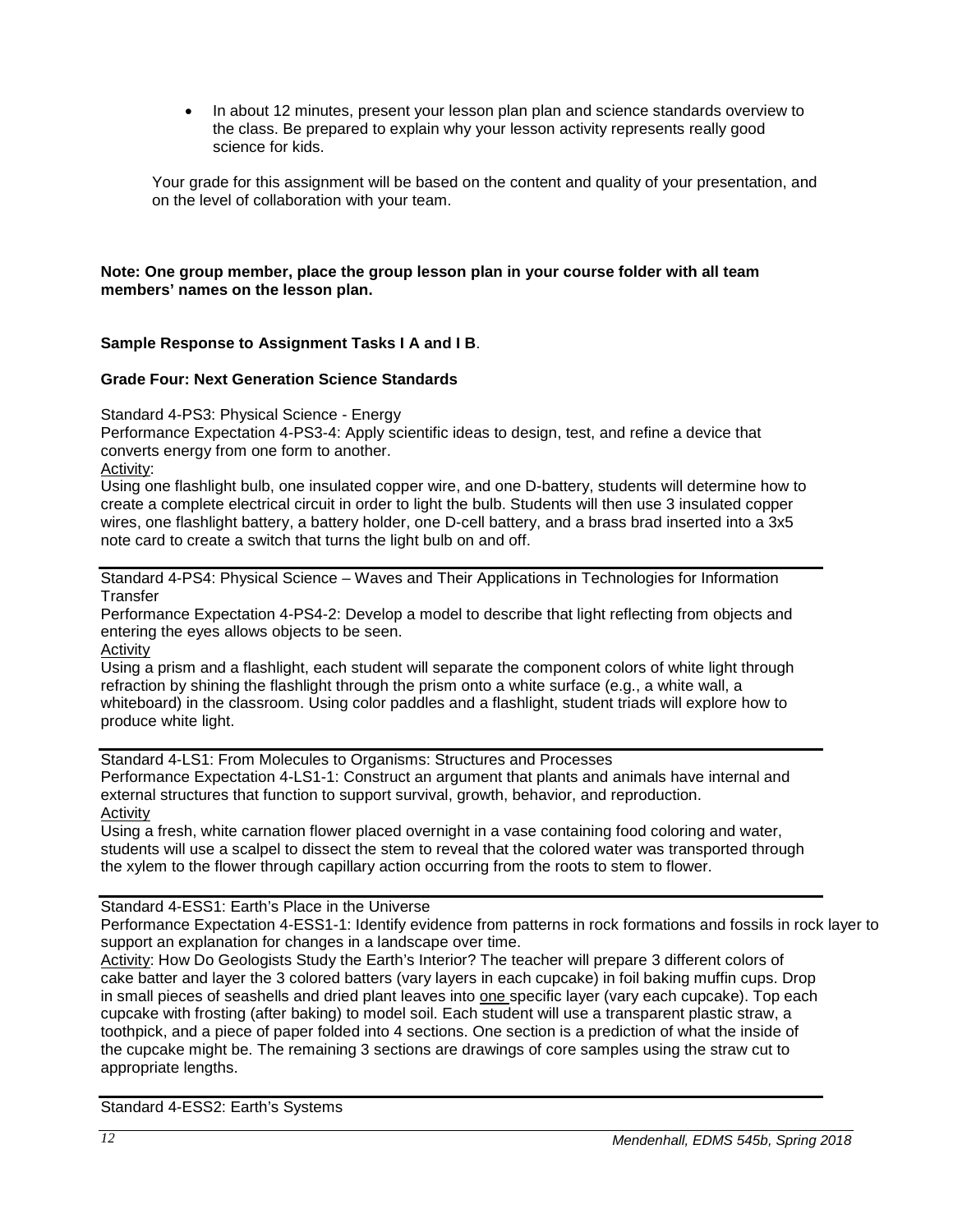- In about 12 minutes, present your lesson plan plan and science standards overview to the class. Be prepared to explain why your lesson activity represents really good science for kids.

Your grade for this assignment will be based on the content and quality of your presentation, and on the level of collaboration with your team.

**Note: One group member, place the group lesson plan in your course folder with all team members' names on the lesson plan.**

**Sample Response to Assignment Tasks I A and I B**.

**Grade Four: Next Generation Science Standards**

Standard 4-PS3: Physical Science - Energy
Performance Expectation 4-PS3-4: Apply scientific ideas to design, test, and refine a device that converts energy from one form to another.
Activity:
Using one flashlight bulb, one insulated copper wire, and one D-battery, students will determine how to create a complete electrical circuit in order to light the bulb. Students will then use 3 insulated copper wires, one flashlight battery, a battery holder, one D-cell battery, and a brass brad inserted into a 3x5 note card to create a switch that turns the light bulb on and off.

---

Standard 4-PS4: Physical Science – Waves and Their Applications in Technologies for Information Transfer
Performance Expectation 4-PS4-2: Develop a model to describe that light reflecting from objects and entering the eyes allows objects to be seen.
Activity
Using a prism and a flashlight, each student will separate the component colors of white light through refraction by shining the flashlight through the prism onto a white surface (e.g., a white wall, a whiteboard) in the classroom. Using color paddles and a flashlight, student triads will explore how to produce white light.

---

Standard 4-LS1: From Molecules to Organisms: Structures and Processes
Performance Expectation 4-LS1-1: Construct an argument that plants and animals have internal and external structures that function to support survival, growth, behavior, and reproduction.
Activity
Using a fresh, white carnation flower placed overnight in a vase containing food coloring and water, students will use a scalpel to dissect the stem to reveal that the colored water was transported through the xylem to the flower through capillary action occurring from the roots to stem to flower.

---

Standard 4-ESS1: Earth's Place in the Universe
Performance Expectation 4-ESS1-1: Identify evidence from patterns in rock formations and fossils in rock layer to support an explanation for changes in a landscape over time.
Activity: How Do Geologists Study the Earth's Interior? The teacher will prepare 3 different colors of cake batter and layer the 3 colored batters (vary layers in each cupcake) in foil baking muffin cups. Drop in small pieces of seashells and dried plant leaves into one specific layer (vary each cupcake). Top each cupcake with frosting (after baking) to model soil. Each student will use a transparent plastic straw, a toothpick, and a piece of paper folded into 4 sections. One section is a prediction of what the inside of the cupcake might be. The remaining 3 sections are drawings of core samples using the straw cut to appropriate lengths.

---

Standard 4-ESS2: Earth's Systems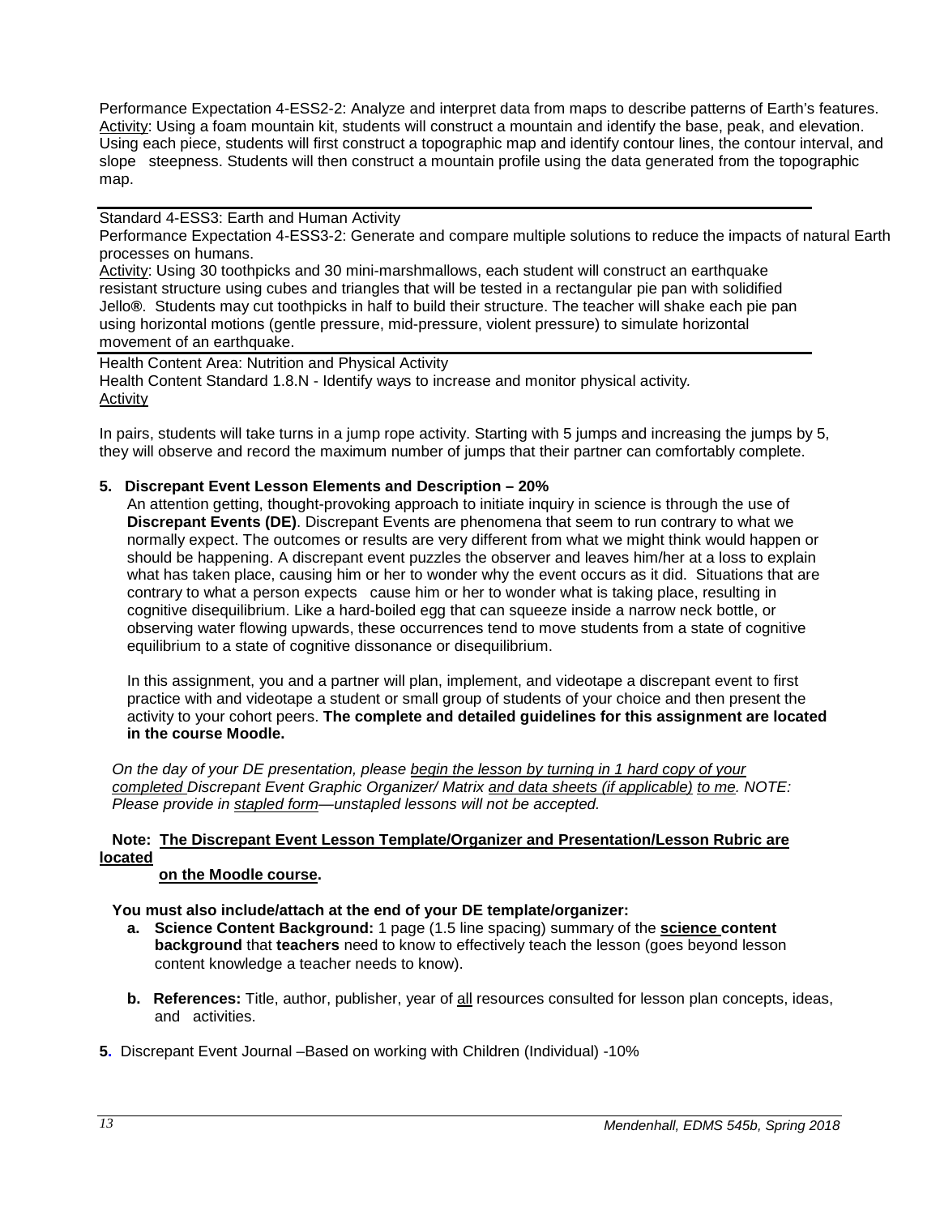Performance Expectation 4-ESS2-2: Analyze and interpret data from maps to describe patterns of Earth's features.
Activity: Using a foam mountain kit, students will construct a mountain and identify the base, peak, and elevation. Using each piece, students will first construct a topographic map and identify contour lines, the contour interval, and slope steepness. Students will then construct a mountain profile using the data generated from the topographic map.

---

Standard 4-ESS3: Earth and Human Activity
Performance Expectation 4-ESS3-2: Generate and compare multiple solutions to reduce the impacts of natural Earth processes on humans.
Activity: Using 30 toothpicks and 30 mini-marshmallows, each student will construct an earthquake resistant structure using cubes and triangles that will be tested in a rectangular pie pan with solidified Jello®. Students may cut toothpicks in half to build their structure. The teacher will shake each pie pan using horizontal motions (gentle pressure, mid-pressure, violent pressure) to simulate horizontal movement of an earthquake.

---

Health Content Area: Nutrition and Physical Activity
Health Content Standard 1.8.N - Identify ways to increase and monitor physical activity.
Activity

In pairs, students will take turns in a jump rope activity. Starting with 5 jumps and increasing the jumps by 5, they will observe and record the maximum number of jumps that their partner can comfortably complete.

**5. Discrepant Event Lesson Elements and Description – 20%**

An attention getting, thought-provoking approach to initiate inquiry in science is through the use of **Discrepant Events (DE)**. Discrepant Events are phenomena that seem to run contrary to what we normally expect. The outcomes or results are very different from what we might think would happen or should be happening. A discrepant event puzzles the observer and leaves him/her at a loss to explain what has taken place, causing him or her to wonder why the event occurs as it did. Situations that are contrary to what a person expects cause him or her to wonder what is taking place, resulting in cognitive disequilibrium. Like a hard-boiled egg that can squeeze inside a narrow neck bottle, or observing water flowing upwards, these occurrences tend to move students from a state of cognitive equilibrium to a state of cognitive dissonance or disequilibrium.

In this assignment, you and a partner will plan, implement, and videotape a discrepant event to first practice with and videotape a student or small group of students of your choice and then present the activity to your cohort peers. **The complete and detailed guidelines for this assignment are located in the course Moodle.**

*On the day of your DE presentation, please begin the lesson by turning in 1 hard copy of your completed Discrepant Event Graphic Organizer/ Matrix and data sheets (if applicable) to me. NOTE: Please provide in stapled form—unstapled lessons will not be accepted.*

**Note: The Discrepant Event Lesson Template/Organizer and Presentation/Lesson Rubric are located on the Moodle course.**

**You must also include/attach at the end of your DE template/organizer:**

- **a. Science Content Background:** 1 page (1.5 line spacing) summary of the **science content background** that **teachers** need to know to effectively teach the lesson (goes beyond lesson content knowledge a teacher needs to know).
- **b. References:** Title, author, publisher, year of all resources consulted for lesson plan concepts, ideas, and activities.

**5.** Discrepant Event Journal –Based on working with Children (Individual) -10%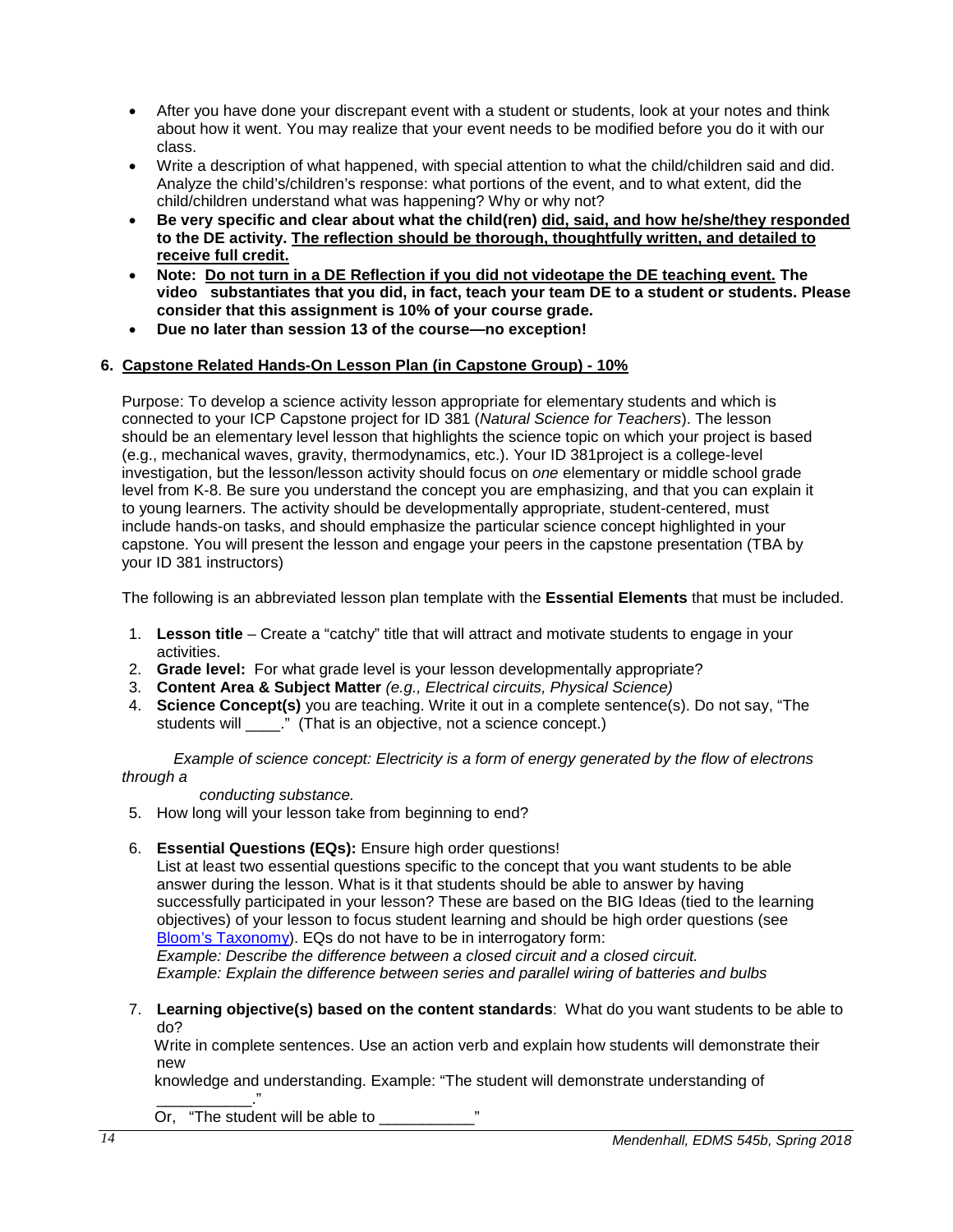- After you have done your discrepant event with a student or students, look at your notes and think about how it went. You may realize that your event needs to be modified before you do it with our class.
- Write a description of what happened, with special attention to what the child/children said and did. Analyze the child's/children's response: what portions of the event, and to what extent, did the child/children understand what was happening? Why or why not?
- **Be very specific and clear about what the child(ren) <u>did, said, and how he/she/they responded</u> to the DE activity. <u>The reflection should be thorough, thoughtfully written, and detailed to receive full credit.</u>**
- **Note: <u>Do not turn in a DE Reflection if you did not videotape the DE teaching event.</u> The video substantiates that you did, in fact, teach your team DE to a student or students. Please consider that this assignment is 10% of your course grade.**
- **Due no later than session 13 of the course—no exception!**

### 6. <u>Capstone Related Hands-On Lesson Plan (in Capstone Group) - 10%</u>

Purpose: To develop a science activity lesson appropriate for elementary students and which is connected to your ICP Capstone project for ID 381 (*Natural Science for Teachers*). The lesson should be an elementary level lesson that highlights the science topic on which your project is based (e.g., mechanical waves, gravity, thermodynamics, etc.). Your ID 381project is a college-level investigation, but the lesson/lesson activity should focus on *one* elementary or middle school grade level from K-8. Be sure you understand the concept you are emphasizing, and that you can explain it to young learners. The activity should be developmentally appropriate, student-centered, must include hands-on tasks, and should emphasize the particular science concept highlighted in your capstone. You will present the lesson and engage your peers in the capstone presentation (TBA by your ID 381 instructors)

The following is an abbreviated lesson plan template with the **Essential Elements** that must be included.

1. **Lesson title** – Create a "catchy" title that will attract and motivate students to engage in your activities.
2. **Grade level:** For what grade level is your lesson developmentally appropriate?
3. **Content Area & Subject Matter** *(e.g., Electrical circuits, Physical Science)*
4. **Science Concept(s)** you are teaching. Write it out in a complete sentence(s). Do not say, "The students will ____." (That is an objective, not a science concept.)

   *Example of science concept: Electricity is a form of energy generated by the flow of electrons through a conducting substance.*

5. How long will your lesson take from beginning to end?
6. **Essential Questions (EQs):** Ensure high order questions!
   List at least two essential questions specific to the concept that you want students to be able answer during the lesson. What is it that students should be able to answer by having successfully participated in your lesson? These are based on the BIG Ideas (tied to the learning objectives) of your lesson to focus student learning and should be high order questions (see Bloom's Taxonomy). EQs do not have to be in interrogatory form:
   *Example: Describe the difference between a closed circuit and a closed circuit.*
   *Example: Explain the difference between series and parallel wiring of batteries and bulbs*
7. **Learning objective(s) based on the content standards**: What do you want students to be able to do?
   Write in complete sentences. Use an action verb and explain how students will demonstrate their new knowledge and understanding. Example: "The student will demonstrate understanding of ___________."
   Or, "The student will be able to ___________"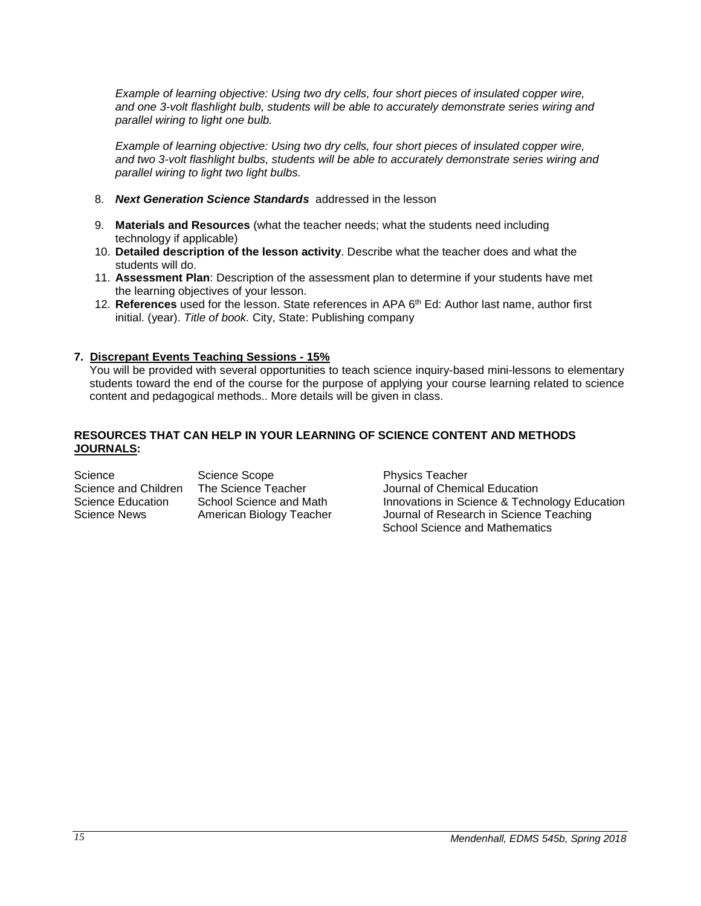*Example of learning objective: Using two dry cells, four short pieces of insulated copper wire, and one 3-volt flashlight bulb, students will be able to accurately demonstrate series wiring and parallel wiring to light one bulb.*

*Example of learning objective: Using two dry cells, four short pieces of insulated copper wire, and two 3-volt flashlight bulbs, students will be able to accurately demonstrate series wiring and parallel wiring to light two light bulbs.*

8. ***Next Generation Science Standards*** addressed in the lesson
9. **Materials and Resources** (what the teacher needs; what the students need including technology if applicable)
10. **Detailed description of the lesson activity**. Describe what the teacher does and what the students will do.
11. **Assessment Plan**: Description of the assessment plan to determine if your students have met the learning objectives of your lesson.
12. **References** used for the lesson. State references in APA 6th Ed: Author last name, author first initial. (year). *Title of book.* City, State: Publishing company

### 7. Discrepant Events Teaching Sessions - 15%

You will be provided with several opportunities to teach science inquiry-based mini-lessons to elementary students toward the end of the course for the purpose of applying your course learning related to science content and pedagogical methods.. More details will be given in class.

### RESOURCES THAT CAN HELP IN YOUR LEARNING OF SCIENCE CONTENT AND METHODS JOURNALS:

| | | |
|---|---|---|
| Science | Science Scope | Physics Teacher |
| Science and Children | The Science Teacher | Journal of Chemical Education |
| Science Education | School Science and Math | Innovations in Science & Technology Education |
| Science News | American Biology Teacher | Journal of Research in Science Teaching |
| | | School Science and Mathematics |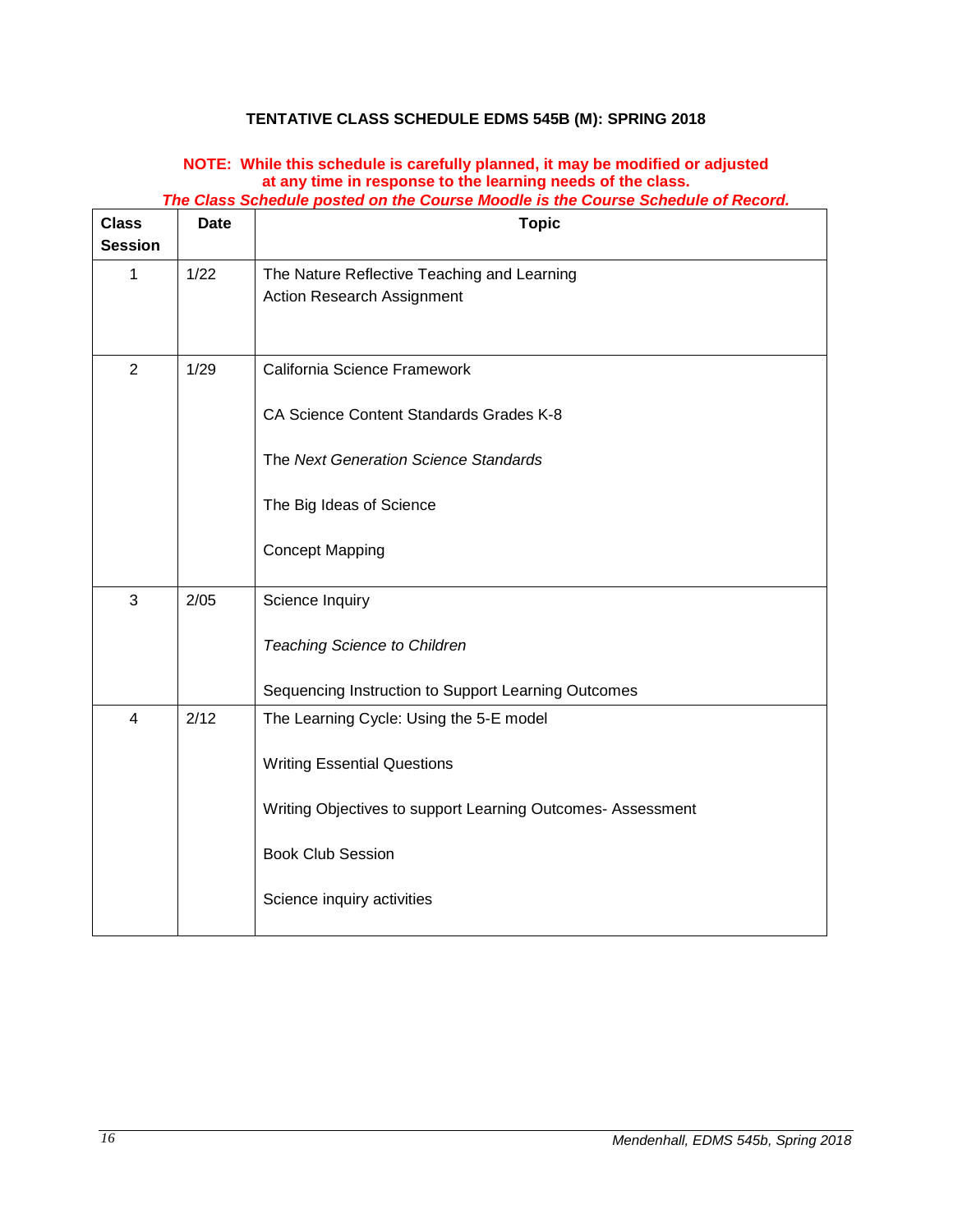**TENTATIVE CLASS SCHEDULE EDMS 545B (M): SPRING 2018**

**NOTE: While this schedule is carefully planned, it may be modified or adjusted at any time in response to the learning needs of the class.**
***The Class Schedule posted on the Course Moodle is the Course Schedule of Record.***

| Class Session | Date | Topic |
|---|---|---|
| 1 | 1/22 | The Nature Reflective Teaching and Learning<br>Action Research Assignment |
| 2 | 1/29 | California Science Framework<br><br>CA Science Content Standards Grades K-8<br><br>The *Next Generation Science Standards*<br><br>The Big Ideas of Science<br><br>Concept Mapping |
| 3 | 2/05 | Science Inquiry<br><br>*Teaching Science to Children*<br><br>Sequencing Instruction to Support Learning Outcomes |
| 4 | 2/12 | The Learning Cycle: Using the 5-E model<br><br>Writing Essential Questions<br><br>Writing Objectives to support Learning Outcomes- Assessment<br><br>Book Club Session<br><br>Science inquiry activities |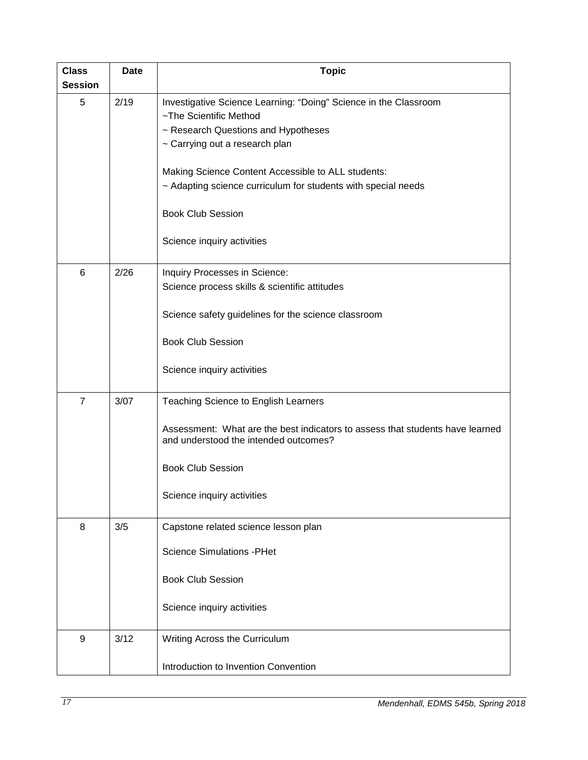| Class Session | Date | Topic |
| --- | --- | --- |
| 5 | 2/19 | Investigative Science Learning: "Doing" Science in the Classroom<br>~The Scientific Method<br>~ Research Questions and Hypotheses<br>~ Carrying out a research plan<br><br>Making Science Content Accessible to ALL students:<br>~ Adapting science curriculum for students with special needs<br><br>Book Club Session<br><br>Science inquiry activities |
| 6 | 2/26 | Inquiry Processes in Science:<br>Science process skills & scientific attitudes<br><br>Science safety guidelines for the science classroom<br><br>Book Club Session<br><br>Science inquiry activities |
| 7 | 3/07 | Teaching Science to English Learners<br><br>Assessment: What are the best indicators to assess that students have learned and understood the intended outcomes?<br><br>Book Club Session<br><br>Science inquiry activities |
| 8 | 3/5 | Capstone related science lesson plan<br><br>Science Simulations -PHet<br><br>Book Club Session<br><br>Science inquiry activities |
| 9 | 3/12 | Writing Across the Curriculum<br><br>Introduction to Invention Convention |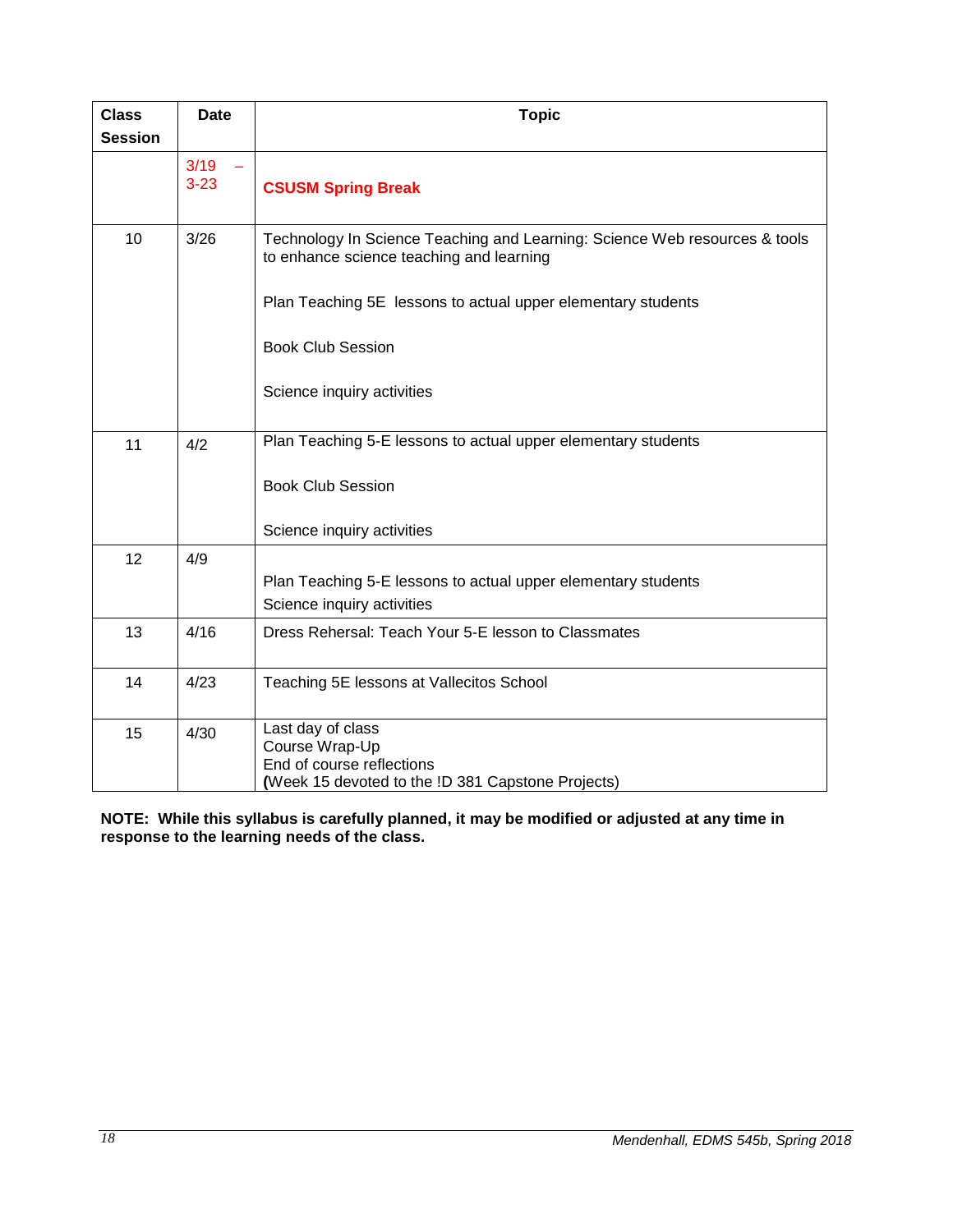| Class Session | Date | Topic |
|---|---|---|
| | 3/19 – 3-23 | **CSUSM Spring Break** |
| 10 | 3/26 | Technology In Science Teaching and Learning: Science Web resources & tools to enhance science teaching and learning<br><br>Plan Teaching 5E lessons to actual upper elementary students<br><br>Book Club Session<br><br>Science inquiry activities |
| 11 | 4/2 | Plan Teaching 5-E lessons to actual upper elementary students<br><br>Book Club Session<br><br>Science inquiry activities |
| 12 | 4/9 | Plan Teaching 5-E lessons to actual upper elementary students<br>Science inquiry activities |
| 13 | 4/16 | Dress Rehearsal: Teach Your 5-E lesson to Classmates |
| 14 | 4/23 | Teaching 5E lessons at Vallecitos School |
| 15 | 4/30 | Last day of class<br>Course Wrap-Up<br>End of course reflections<br>(Week 15 devoted to the !D 381 Capstone Projects) |

**NOTE: While this syllabus is carefully planned, it may be modified or adjusted at any time in response to the learning needs of the class.**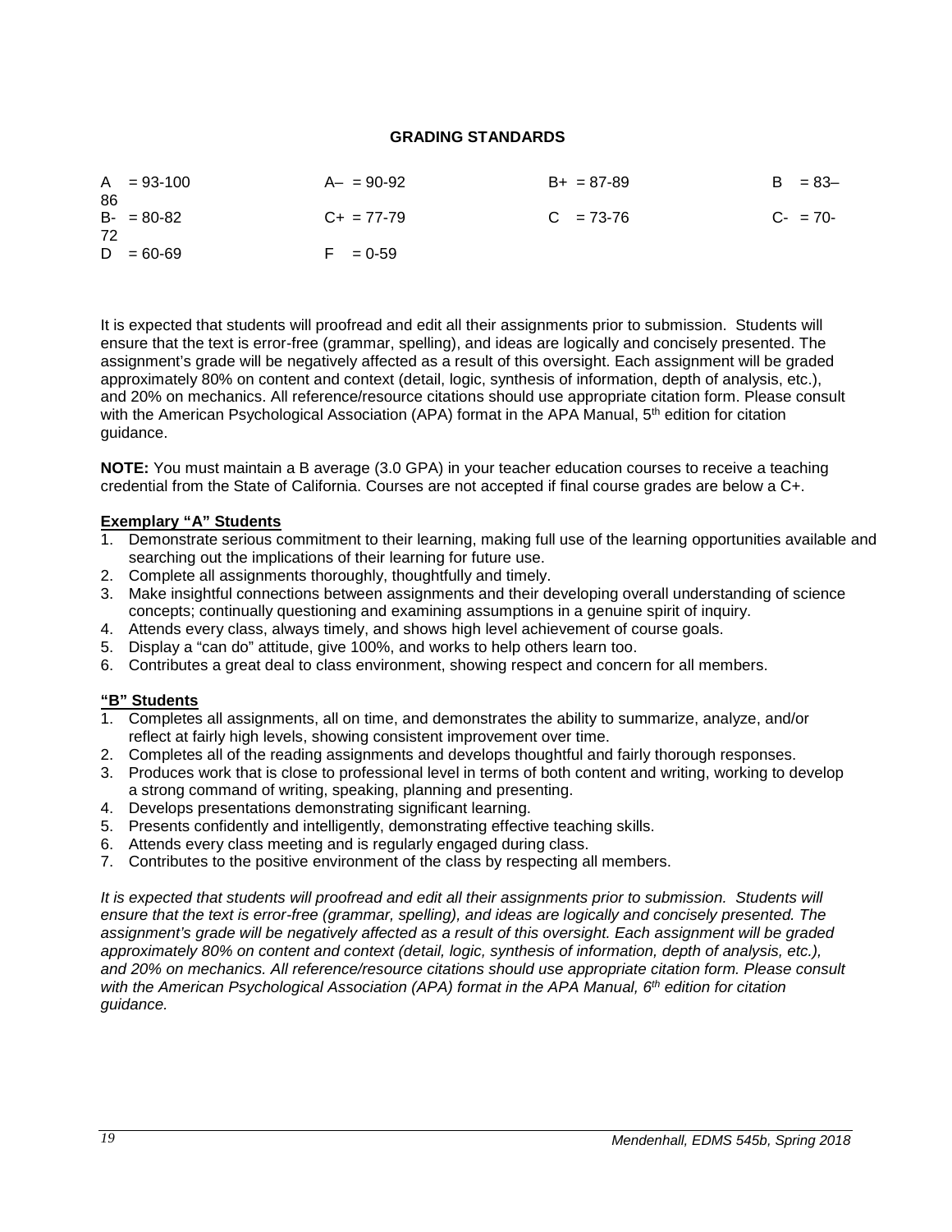## GRADING STANDARDS

| | | | |
|---|---|---|---|
| A = 93-100 | A– = 90-92 | B+ = 87-89 | B = 83–86 |
| B- = 80-82 | C+ = 77-79 | C = 73-76 | C- = 70-72 |
| D = 60-69 | F = 0-59 | | |

It is expected that students will proofread and edit all their assignments prior to submission. Students will ensure that the text is error-free (grammar, spelling), and ideas are logically and concisely presented. The assignment's grade will be negatively affected as a result of this oversight. Each assignment will be graded approximately 80% on content and context (detail, logic, synthesis of information, depth of analysis, etc.), and 20% on mechanics. All reference/resource citations should use appropriate citation form. Please consult with the American Psychological Association (APA) format in the APA Manual, 5th edition for citation guidance.

**NOTE:** You must maintain a B average (3.0 GPA) in your teacher education courses to receive a teaching credential from the State of California. Courses are not accepted if final course grades are below a C+.

**Exemplary "A" Students**

1. Demonstrate serious commitment to their learning, making full use of the learning opportunities available and searching out the implications of their learning for future use.
2. Complete all assignments thoroughly, thoughtfully and timely.
3. Make insightful connections between assignments and their developing overall understanding of science concepts; continually questioning and examining assumptions in a genuine spirit of inquiry.
4. Attends every class, always timely, and shows high level achievement of course goals.
5. Display a "can do" attitude, give 100%, and works to help others learn too.
6. Contributes a great deal to class environment, showing respect and concern for all members.

**"B" Students**

1. Completes all assignments, all on time, and demonstrates the ability to summarize, analyze, and/or reflect at fairly high levels, showing consistent improvement over time.
2. Completes all of the reading assignments and develops thoughtful and fairly thorough responses.
3. Produces work that is close to professional level in terms of both content and writing, working to develop a strong command of writing, speaking, planning and presenting.
4. Develops presentations demonstrating significant learning.
5. Presents confidently and intelligently, demonstrating effective teaching skills.
6. Attends every class meeting and is regularly engaged during class.
7. Contributes to the positive environment of the class by respecting all members.

*It is expected that students will proofread and edit all their assignments prior to submission. Students will ensure that the text is error-free (grammar, spelling), and ideas are logically and concisely presented. The assignment's grade will be negatively affected as a result of this oversight. Each assignment will be graded approximately 80% on content and context (detail, logic, synthesis of information, depth of analysis, etc.), and 20% on mechanics. All reference/resource citations should use appropriate citation form. Please consult with the American Psychological Association (APA) format in the APA Manual, 6th edition for citation guidance.*